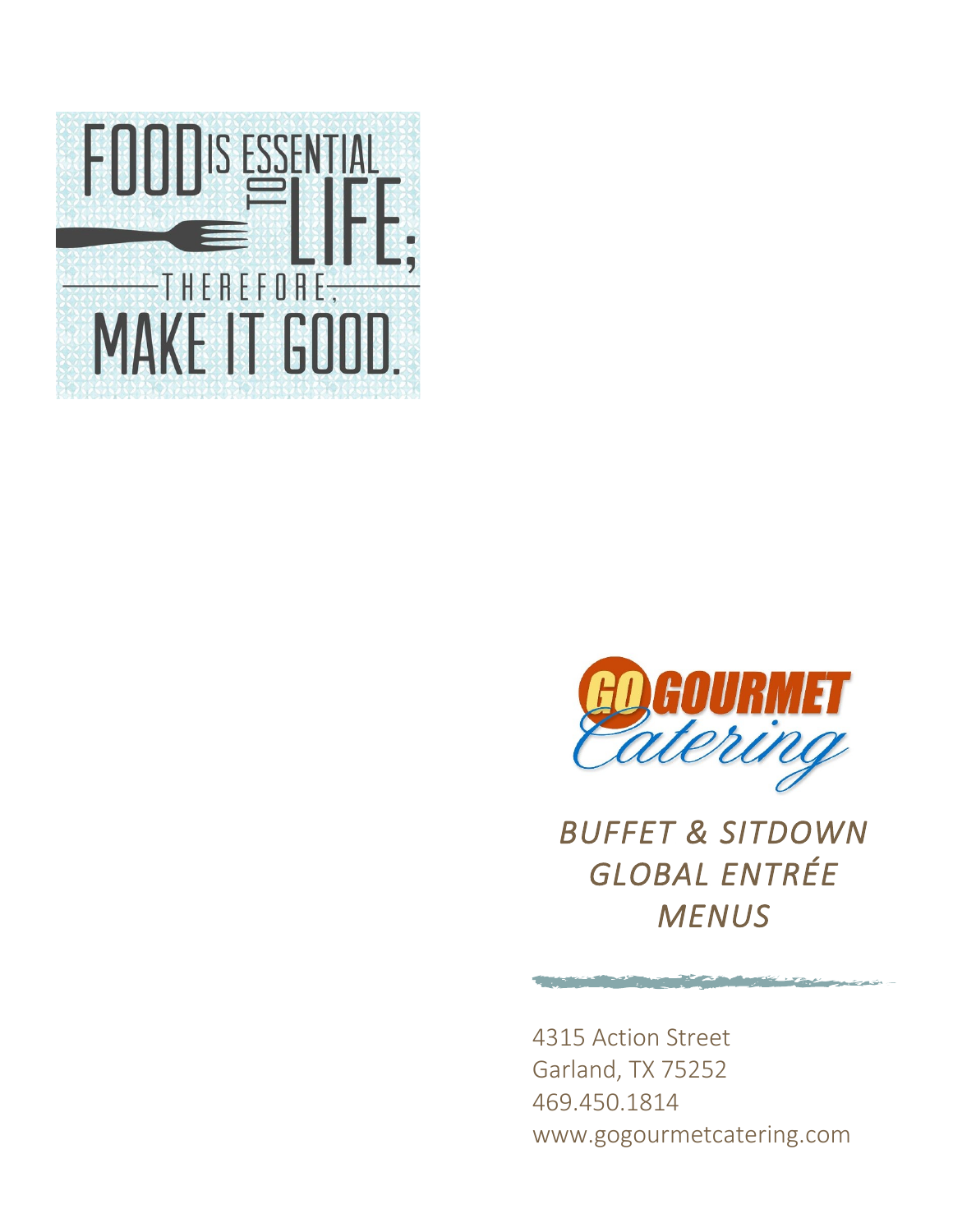FOOD IS ESSENTIAL TO LIFE; THEREFORE, MAKE IT GOOD.

GO GOURMET Catering

# *BUFFET & SITDOWN GLOBAL ENTRÉE MENUS*

4315 Action Street
Garland, TX 75252
469.450.1814
www.gogourmetcatering.com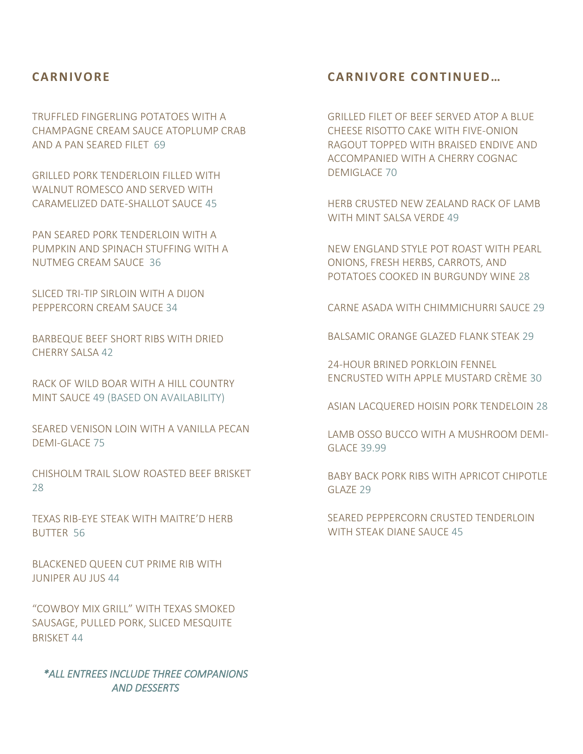## CARNIVORE

TRUFFLED FINGERLING POTATOES WITH A CHAMPAGNE CREAM SAUCE ATOPLUMP CRAB AND A PAN SEARED FILET 69

GRILLED PORK TENDERLOIN FILLED WITH WALNUT ROMESCO AND SERVED WITH CARAMELIZED DATE-SHALLOT SAUCE 45

PAN SEARED PORK TENDERLOIN WITH A PUMPKIN AND SPINACH STUFFING WITH A NUTMEG CREAM SAUCE 36

SLICED TRI-TIP SIRLOIN WITH A DIJON PEPPERCORN CREAM SAUCE 34

BARBEQUE BEEF SHORT RIBS WITH DRIED CHERRY SALSA 42

RACK OF WILD BOAR WITH A HILL COUNTRY MINT SAUCE 49 (BASED ON AVAILABILITY)

SEARED VENISON LOIN WITH A VANILLA PECAN DEMI-GLACE 75

CHISHOLM TRAIL SLOW ROASTED BEEF BRISKET 28

TEXAS RIB-EYE STEAK WITH MAITRE'D HERB BUTTER 56

BLACKENED QUEEN CUT PRIME RIB WITH JUNIPER AU JUS 44

"COWBOY MIX GRILL" WITH TEXAS SMOKED SAUSAGE, PULLED PORK, SLICED MESQUITE BRISKET 44

*\*ALL ENTREES INCLUDE THREE COMPANIONS AND DESSERTS*

## CARNIVORE CONTINUED…

GRILLED FILET OF BEEF SERVED ATOP A BLUE CHEESE RISOTTO CAKE WITH FIVE-ONION RAGOUT TOPPED WITH BRAISED ENDIVE AND ACCOMPANIED WITH A CHERRY COGNAC DEMIGLACE 70

HERB CRUSTED NEW ZEALAND RACK OF LAMB WITH MINT SALSA VERDE 49

NEW ENGLAND STYLE POT ROAST WITH PEARL ONIONS, FRESH HERBS, CARROTS, AND POTATOES COOKED IN BURGUNDY WINE 28

CARNE ASADA WITH CHIMMICHURRI SAUCE 29

BALSAMIC ORANGE GLAZED FLANK STEAK 29

24-HOUR BRINED PORKLOIN FENNEL ENCRUSTED WITH APPLE MUSTARD CRÈME 30

ASIAN LACQUERED HOISIN PORK TENDELOIN 28

LAMB OSSO BUCCO WITH A MUSHROOM DEMI-GLACE 39.99

BABY BACK PORK RIBS WITH APRICOT CHIPOTLE GLAZE 29

SEARED PEPPERCORN CRUSTED TENDERLOIN WITH STEAK DIANE SAUCE 45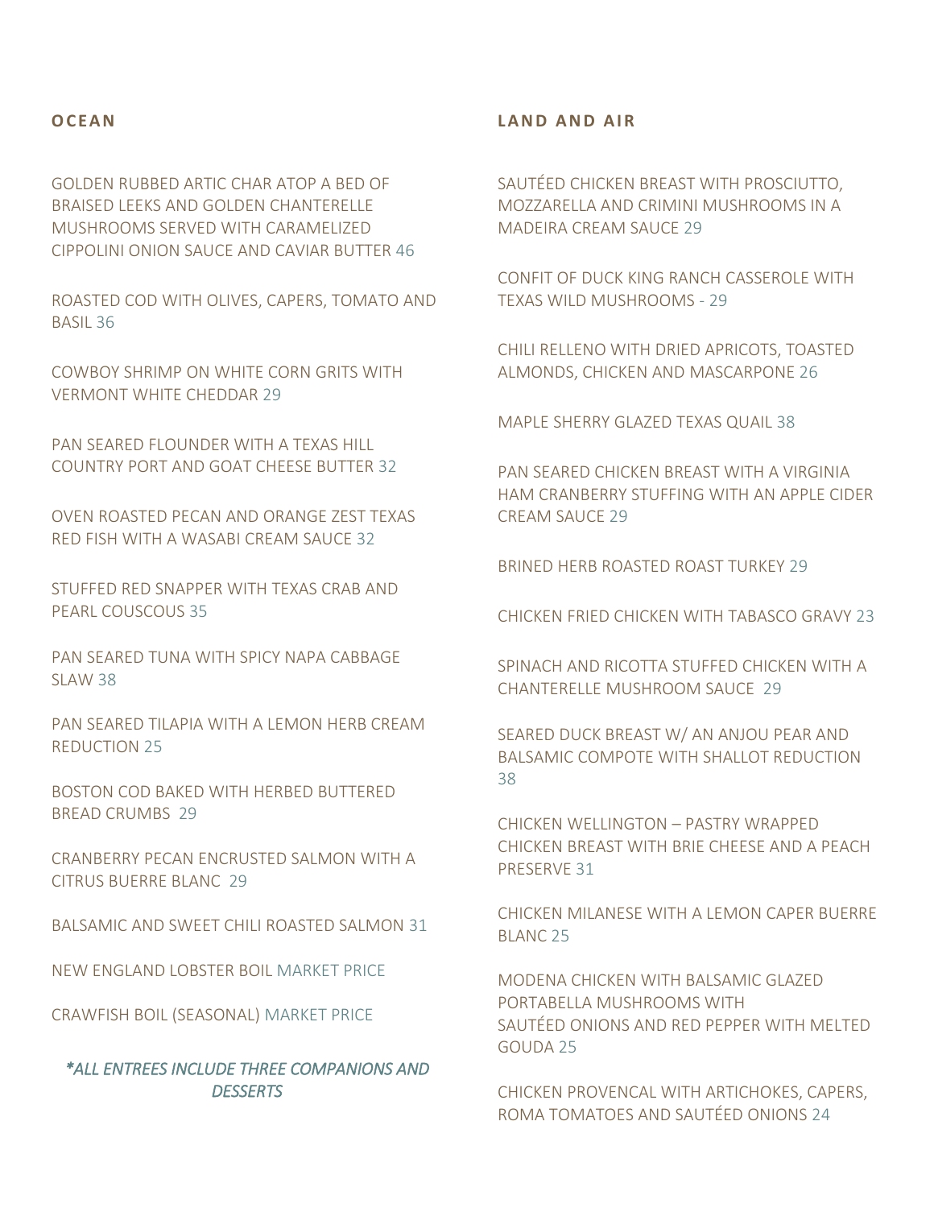## OCEAN

GOLDEN RUBBED ARTIC CHAR ATOP A BED OF BRAISED LEEKS AND GOLDEN CHANTERELLE MUSHROOMS SERVED WITH CARAMELIZED CIPPOLINI ONION SAUCE AND CAVIAR BUTTER 46

ROASTED COD WITH OLIVES, CAPERS, TOMATO AND BASIL 36

COWBOY SHRIMP ON WHITE CORN GRITS WITH VERMONT WHITE CHEDDAR 29

PAN SEARED FLOUNDER WITH A TEXAS HILL COUNTRY PORT AND GOAT CHEESE BUTTER 32

OVEN ROASTED PECAN AND ORANGE ZEST TEXAS RED FISH WITH A WASABI CREAM SAUCE 32

STUFFED RED SNAPPER WITH TEXAS CRAB AND PEARL COUSCOUS 35

PAN SEARED TUNA WITH SPICY NAPA CABBAGE SLAW 38

PAN SEARED TILAPIA WITH A LEMON HERB CREAM REDUCTION 25

BOSTON COD BAKED WITH HERBED BUTTERED BREAD CRUMBS 29

CRANBERRY PECAN ENCRUSTED SALMON WITH A CITRUS BUERRE BLANC 29

BALSAMIC AND SWEET CHILI ROASTED SALMON 31

NEW ENGLAND LOBSTER BOIL MARKET PRICE

CRAWFISH BOIL (SEASONAL) MARKET PRICE

*\*ALL ENTREES INCLUDE THREE COMPANIONS AND DESSERTS*

## LAND AND AIR

SAUTÉED CHICKEN BREAST WITH PROSCIUTTO, MOZZARELLA AND CRIMINI MUSHROOMS IN A MADEIRA CREAM SAUCE 29

CONFIT OF DUCK KING RANCH CASSEROLE WITH TEXAS WILD MUSHROOMS - 29

CHILI RELLENO WITH DRIED APRICOTS, TOASTED ALMONDS, CHICKEN AND MASCARPONE 26

MAPLE SHERRY GLAZED TEXAS QUAIL 38

PAN SEARED CHICKEN BREAST WITH A VIRGINIA HAM CRANBERRY STUFFING WITH AN APPLE CIDER CREAM SAUCE 29

BRINED HERB ROASTED ROAST TURKEY 29

CHICKEN FRIED CHICKEN WITH TABASCO GRAVY 23

SPINACH AND RICOTTA STUFFED CHICKEN WITH A CHANTERELLE MUSHROOM SAUCE 29

SEARED DUCK BREAST W/ AN ANJOU PEAR AND BALSAMIC COMPOTE WITH SHALLOT REDUCTION 38

CHICKEN WELLINGTON – PASTRY WRAPPED CHICKEN BREAST WITH BRIE CHEESE AND A PEACH PRESERVE 31

CHICKEN MILANESE WITH A LEMON CAPER BUERRE BLANC 25

MODENA CHICKEN WITH BALSAMIC GLAZED PORTABELLA MUSHROOMS WITH SAUTÉED ONIONS AND RED PEPPER WITH MELTED GOUDA 25

CHICKEN PROVENCAL WITH ARTICHOKES, CAPERS, ROMA TOMATOES AND SAUTÉED ONIONS 24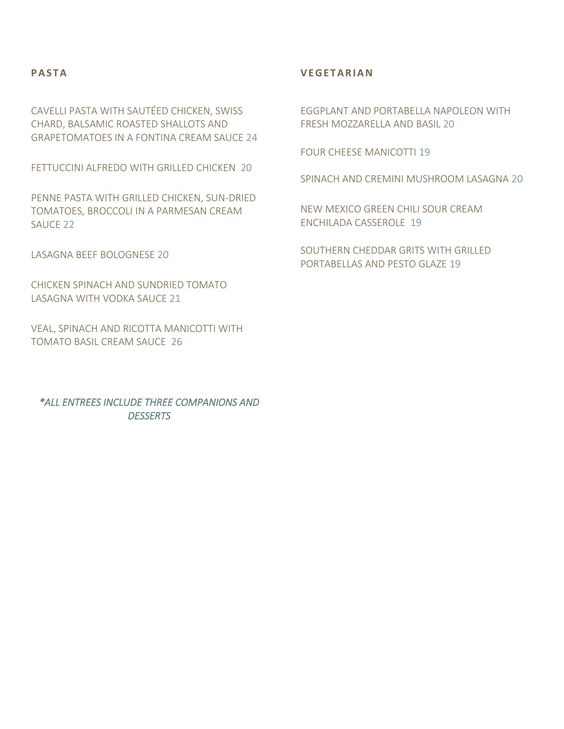## PASTA

CAVELLI PASTA WITH SAUTÉED CHICKEN, SWISS CHARD, BALSAMIC ROASTED SHALLOTS AND GRAPETOMATOES IN A FONTINA CREAM SAUCE 24

FETTUCCINI ALFREDO WITH GRILLED CHICKEN 20

PENNE PASTA WITH GRILLED CHICKEN, SUN-DRIED TOMATOES, BROCCOLI IN A PARMESAN CREAM SAUCE 22

LASAGNA BEEF BOLOGNESE 20

CHICKEN SPINACH AND SUNDRIED TOMATO LASAGNA WITH VODKA SAUCE 21

VEAL, SPINACH AND RICOTTA MANICOTTI WITH TOMATO BASIL CREAM SAUCE 26

*\*ALL ENTREES INCLUDE THREE COMPANIONS AND DESSERTS*

## VEGETARIAN

EGGPLANT AND PORTABELLA NAPOLEON WITH FRESH MOZZARELLA AND BASIL 20

FOUR CHEESE MANICOTTI 19

SPINACH AND CREMINI MUSHROOM LASAGNA 20

NEW MEXICO GREEN CHILI SOUR CREAM ENCHILADA CASSEROLE 19

SOUTHERN CHEDDAR GRITS WITH GRILLED PORTABELLAS AND PESTO GLAZE 19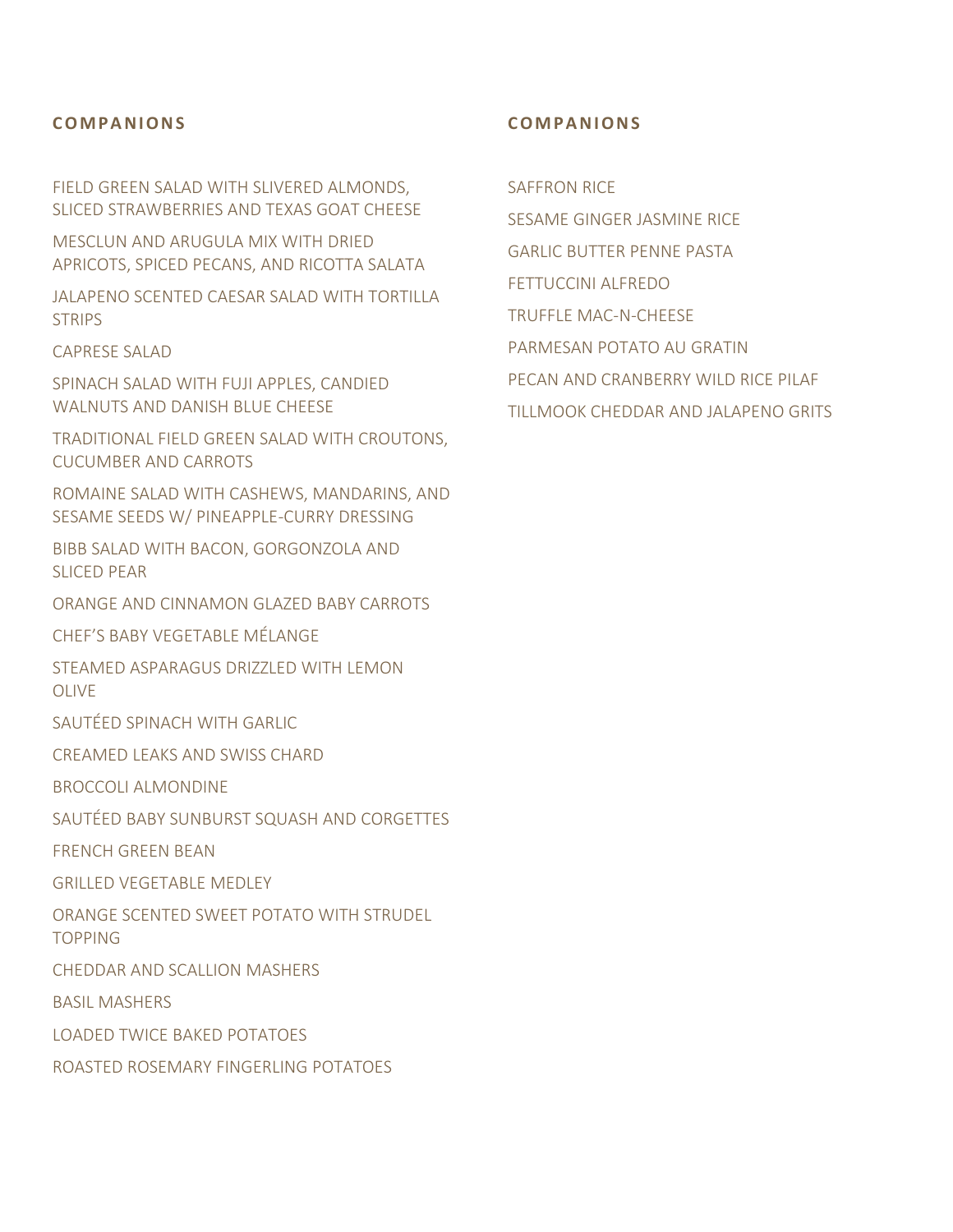## COMPANIONS

FIELD GREEN SALAD WITH SLIVERED ALMONDS, SLICED STRAWBERRIES AND TEXAS GOAT CHEESE

MESCLUN AND ARUGULA MIX WITH DRIED APRICOTS, SPICED PECANS, AND RICOTTA SALATA

JALAPENO SCENTED CAESAR SALAD WITH TORTILLA STRIPS

CAPRESE SALAD

SPINACH SALAD WITH FUJI APPLES, CANDIED WALNUTS AND DANISH BLUE CHEESE

TRADITIONAL FIELD GREEN SALAD WITH CROUTONS, CUCUMBER AND CARROTS

ROMAINE SALAD WITH CASHEWS, MANDARINS, AND SESAME SEEDS W/ PINEAPPLE-CURRY DRESSING

BIBB SALAD WITH BACON, GORGONZOLA AND SLICED PEAR

ORANGE AND CINNAMON GLAZED BABY CARROTS

CHEF'S BABY VEGETABLE MÉLANGE

STEAMED ASPARAGUS DRIZZLED WITH LEMON OLIVE

SAUTÉED SPINACH WITH GARLIC

CREAMED LEAKS AND SWISS CHARD

BROCCOLI ALMONDINE

SAUTÉED BABY SUNBURST SQUASH AND CORGETTES

FRENCH GREEN BEAN

GRILLED VEGETABLE MEDLEY

ORANGE SCENTED SWEET POTATO WITH STRUDEL TOPPING

CHEDDAR AND SCALLION MASHERS

BASIL MASHERS

LOADED TWICE BAKED POTATOES

ROASTED ROSEMARY FINGERLING POTATOES

## COMPANIONS

SAFFRON RICE

SESAME GINGER JASMINE RICE

GARLIC BUTTER PENNE PASTA

FETTUCCINI ALFREDO

TRUFFLE MAC-N-CHEESE

PARMESAN POTATO AU GRATIN

PECAN AND CRANBERRY WILD RICE PILAF

TILLMOOK CHEDDAR AND JALAPENO GRITS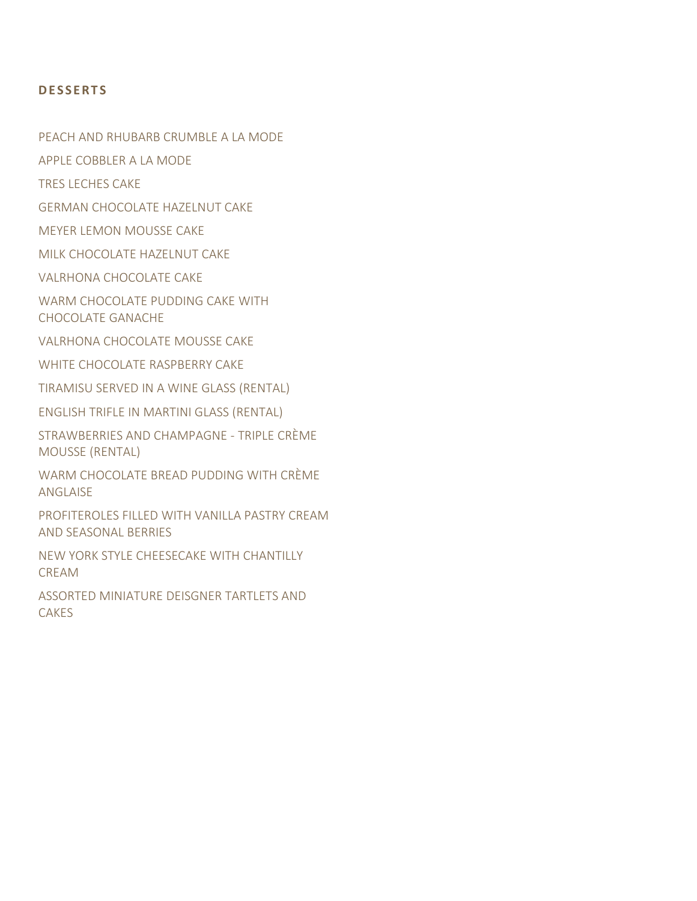## DESSERTS

PEACH AND RHUBARB CRUMBLE A LA MODE

APPLE COBBLER A LA MODE

TRES LECHES CAKE

GERMAN CHOCOLATE HAZELNUT CAKE

MEYER LEMON MOUSSE CAKE

MILK CHOCOLATE HAZELNUT CAKE

VALRHONA CHOCOLATE CAKE

WARM CHOCOLATE PUDDING CAKE WITH CHOCOLATE GANACHE

VALRHONA CHOCOLATE MOUSSE CAKE

WHITE CHOCOLATE RASPBERRY CAKE

TIRAMISU SERVED IN A WINE GLASS (RENTAL)

ENGLISH TRIFLE IN MARTINI GLASS (RENTAL)

STRAWBERRIES AND CHAMPAGNE - TRIPLE CRÈME MOUSSE (RENTAL)

WARM CHOCOLATE BREAD PUDDING WITH CRÈME ANGLAISE

PROFITEROLES FILLED WITH VANILLA PASTRY CREAM AND SEASONAL BERRIES

NEW YORK STYLE CHEESECAKE WITH CHANTILLY CREAM

ASSORTED MINIATURE DEISGNER TARTLETS AND CAKES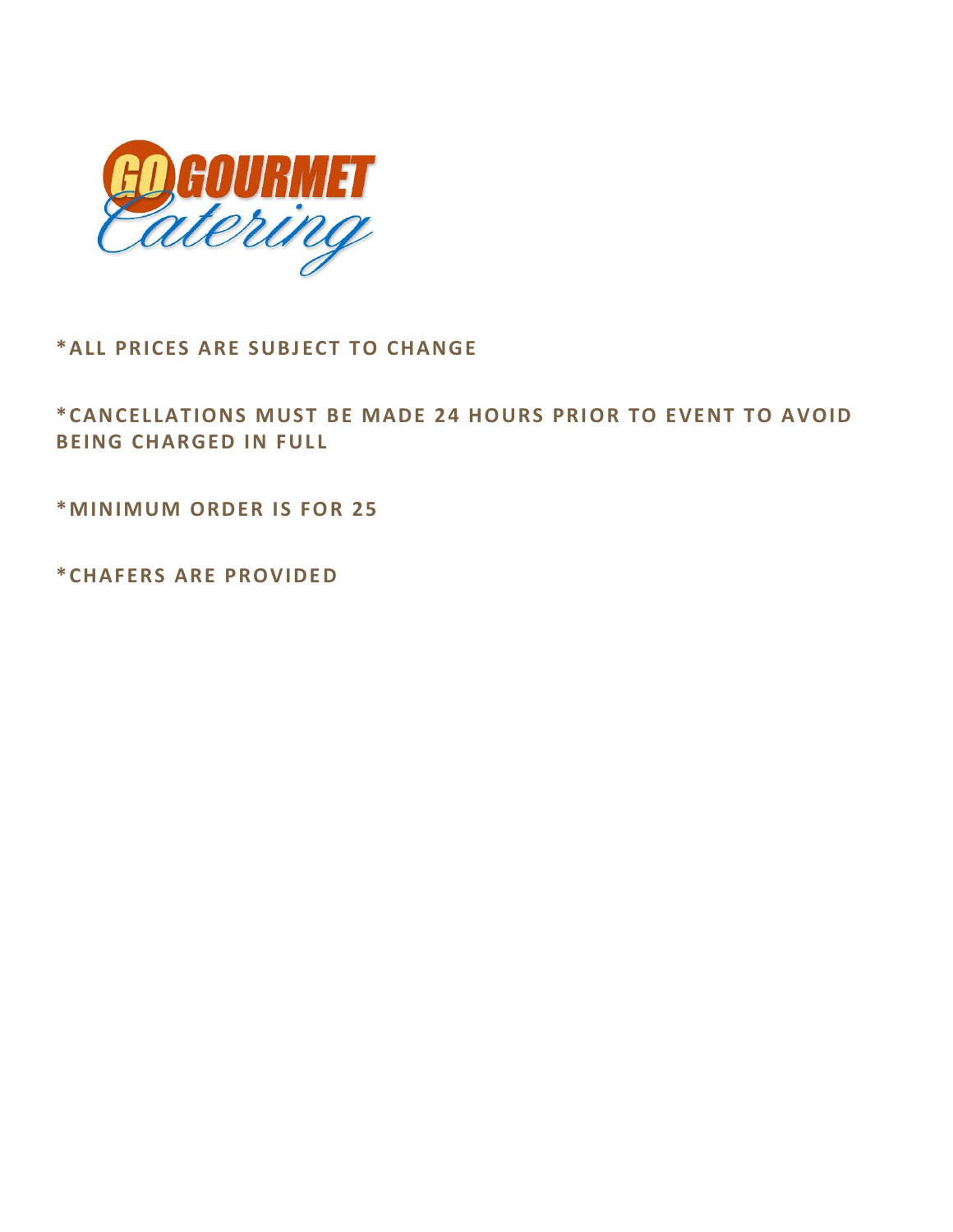GO GOURMET Catering

**\*ALL PRICES ARE SUBJECT TO CHANGE**

**\*CANCELLATIONS MUST BE MADE 24 HOURS PRIOR TO EVENT TO AVOID BEING CHARGED IN FULL**

**\*MINIMUM ORDER IS FOR 25**

**\*CHAFERS ARE PROVIDED**